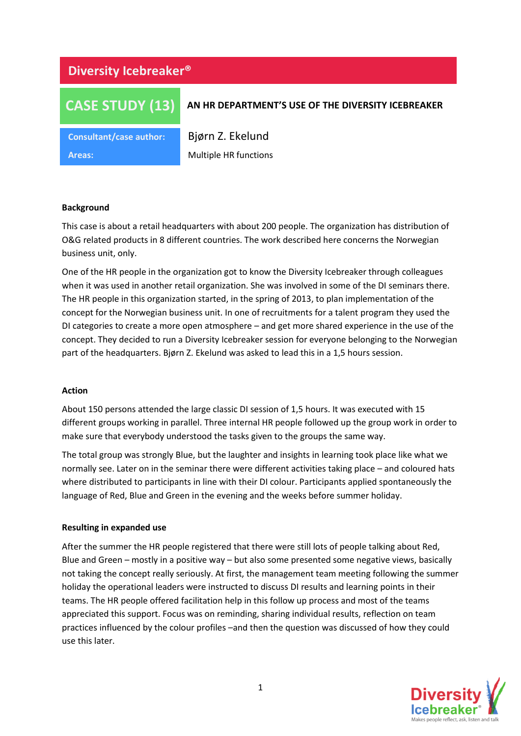# Diversity Icebreaker®

## CASE STUDY (13)

**AN HR DEPARTMENT'S USE OF THE DIVERSITY ICEBREAKER**

| | |
|---|---|
| **Consultant/case author:** | Bjørn Z. Ekelund |
| **Areas:** | Multiple HR functions |

### Background

This case is about a retail headquarters with about 200 people. The organization has distribution of O&G related products in 8 different countries. The work described here concerns the Norwegian business unit, only.

One of the HR people in the organization got to know the Diversity Icebreaker through colleagues when it was used in another retail organization. She was involved in some of the DI seminars there. The HR people in this organization started, in the spring of 2013, to plan implementation of the concept for the Norwegian business unit. In one of recruitments for a talent program they used the DI categories to create a more open atmosphere – and get more shared experience in the use of the concept. They decided to run a Diversity Icebreaker session for everyone belonging to the Norwegian part of the headquarters. Bjørn Z. Ekelund was asked to lead this in a 1,5 hours session.

### Action

About 150 persons attended the large classic DI session of 1,5 hours. It was executed with 15 different groups working in parallel. Three internal HR people followed up the group work in order to make sure that everybody understood the tasks given to the groups the same way.

The total group was strongly Blue, but the laughter and insights in learning took place like what we normally see. Later on in the seminar there were different activities taking place – and coloured hats where distributed to participants in line with their DI colour. Participants applied spontaneously the language of Red, Blue and Green in the evening and the weeks before summer holiday.

### Resulting in expanded use

After the summer the HR people registered that there were still lots of people talking about Red, Blue and Green – mostly in a positive way – but also some presented some negative views, basically not taking the concept really seriously. At first, the management team meeting following the summer holiday the operational leaders were instructed to discuss DI results and learning points in their teams. The HR people offered facilitation help in this follow up process and most of the teams appreciated this support. Focus was on reminding, sharing individual results, reflection on team practices influenced by the colour profiles –and then the question was discussed of how they could use this later.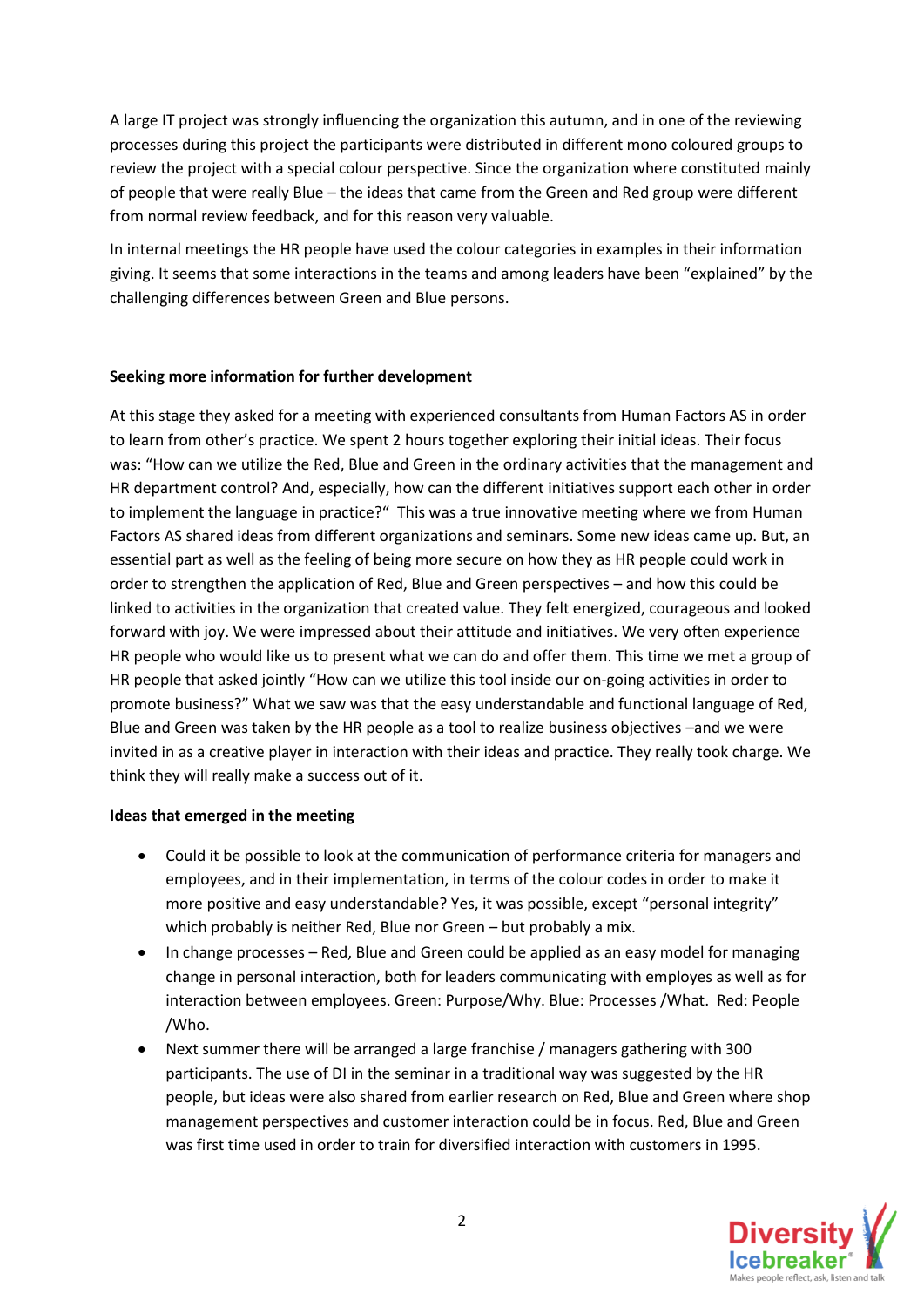A large IT project was strongly influencing the organization this autumn, and in one of the reviewing processes during this project the participants were distributed in different mono coloured groups to review the project with a special colour perspective. Since the organization where constituted mainly of people that were really Blue – the ideas that came from the Green and Red group were different from normal review feedback, and for this reason very valuable.

In internal meetings the HR people have used the colour categories in examples in their information giving. It seems that some interactions in the teams and among leaders have been "explained" by the challenging differences between Green and Blue persons.

**Seeking more information for further development**

At this stage they asked for a meeting with experienced consultants from Human Factors AS in order to learn from other's practice. We spent 2 hours together exploring their initial ideas. Their focus was: "How can we utilize the Red, Blue and Green in the ordinary activities that the management and HR department control? And, especially, how can the different initiatives support each other in order to implement the language in practice?" This was a true innovative meeting where we from Human Factors AS shared ideas from different organizations and seminars. Some new ideas came up. But, an essential part as well as the feeling of being more secure on how they as HR people could work in order to strengthen the application of Red, Blue and Green perspectives – and how this could be linked to activities in the organization that created value. They felt energized, courageous and looked forward with joy. We were impressed about their attitude and initiatives. We very often experience HR people who would like us to present what we can do and offer them. This time we met a group of HR people that asked jointly "How can we utilize this tool inside our on-going activities in order to promote business?" What we saw was that the easy understandable and functional language of Red, Blue and Green was taken by the HR people as a tool to realize business objectives –and we were invited in as a creative player in interaction with their ideas and practice. They really took charge. We think they will really make a success out of it.

**Ideas that emerged in the meeting**

- Could it be possible to look at the communication of performance criteria for managers and employees, and in their implementation, in terms of the colour codes in order to make it more positive and easy understandable? Yes, it was possible, except "personal integrity" which probably is neither Red, Blue nor Green – but probably a mix.
- In change processes – Red, Blue and Green could be applied as an easy model for managing change in personal interaction, both for leaders communicating with employes as well as for interaction between employees. Green: Purpose/Why. Blue: Processes /What. Red: People /Who.
- Next summer there will be arranged a large franchise / managers gathering with 300 participants. The use of DI in the seminar in a traditional way was suggested by the HR people, but ideas were also shared from earlier research on Red, Blue and Green where shop management perspectives and customer interaction could be in focus. Red, Blue and Green was first time used in order to train for diversified interaction with customers in 1995.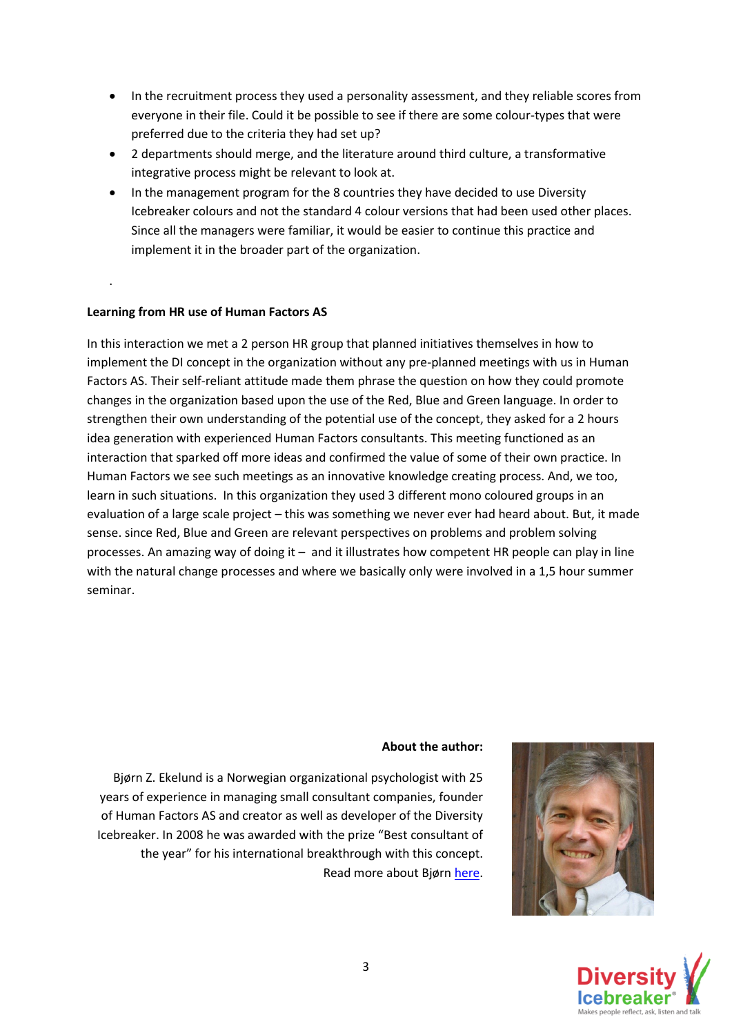- In the recruitment process they used a personality assessment, and they reliable scores from everyone in their file. Could it be possible to see if there are some colour-types that were preferred due to the criteria they had set up?
- 2 departments should merge, and the literature around third culture, a transformative integrative process might be relevant to look at.
- In the management program for the 8 countries they have decided to use Diversity Icebreaker colours and not the standard 4 colour versions that had been used other places. Since all the managers were familiar, it would be easier to continue this practice and implement it in the broader part of the organization.

.

**Learning from HR use of Human Factors AS**

In this interaction we met a 2 person HR group that planned initiatives themselves in how to implement the DI concept in the organization without any pre-planned meetings with us in Human Factors AS. Their self-reliant attitude made them phrase the question on how they could promote changes in the organization based upon the use of the Red, Blue and Green language. In order to strengthen their own understanding of the potential use of the concept, they asked for a 2 hours idea generation with experienced Human Factors consultants. This meeting functioned as an interaction that sparked off more ideas and confirmed the value of some of their own practice. In Human Factors we see such meetings as an innovative knowledge creating process. And, we too, learn in such situations. In this organization they used 3 different mono coloured groups in an evaluation of a large scale project – this was something we never ever had heard about. But, it made sense. since Red, Blue and Green are relevant perspectives on problems and problem solving processes. An amazing way of doing it – and it illustrates how competent HR people can play in line with the natural change processes and where we basically only were involved in a 1,5 hour summer seminar.

**About the author:**

Bjørn Z. Ekelund is a Norwegian organizational psychologist with 25 years of experience in managing small consultant companies, founder of Human Factors AS and creator as well as developer of the Diversity Icebreaker. In 2008 he was awarded with the prize "Best consultant of the year" for his international breakthrough with this concept. Read more about Bjørn here.